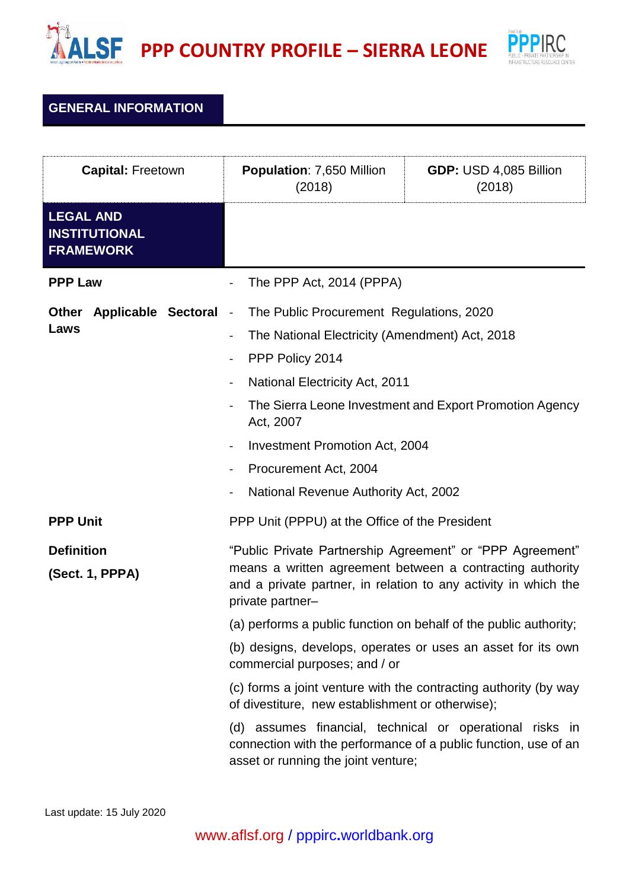# PPP COUNTRY PROFILE – SIERRA LEONE

## GENERAL INFORMATION

| **Capital:** Freetown | **Population**: 7,650 Million (2018) | **GDP:** USD 4,085 Billion (2018) |
|---|---|---|

## LEGAL AND INSTITUTIONAL FRAMEWORK

**PPP Law**

- The PPP Act, 2014 (PPPA)

**Other Applicable Sectoral Laws**

- The Public Procurement Regulations, 2020
- The National Electricity (Amendment) Act, 2018
- PPP Policy 2014
- National Electricity Act, 2011
- The Sierra Leone Investment and Export Promotion Agency Act, 2007
- Investment Promotion Act, 2004
- Procurement Act, 2004
- National Revenue Authority Act, 2002

**PPP Unit**

PPP Unit (PPPU) at the Office of the President

**Definition**

**(Sect. 1, PPPA)**

"Public Private Partnership Agreement" or "PPP Agreement" means a written agreement between a contracting authority and a private partner, in relation to any activity in which the private partner–

(a) performs a public function on behalf of the public authority;

(b) designs, develops, operates or uses an asset for its own commercial purposes; and / or

(c) forms a joint venture with the contracting authority (by way of divestiture, new establishment or otherwise);

(d) assumes financial, technical or operational risks in connection with the performance of a public function, use of an asset or running the joint venture;

Last update: 15 July 2020

www.aflsf.org / pppirc.worldbank.org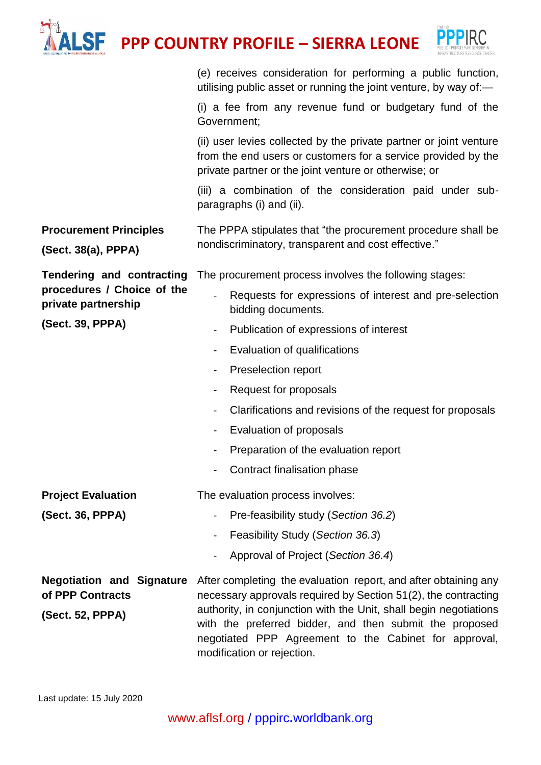| | |
|---|---|
| | (e) receives consideration for performing a public function, utilising public asset or running the joint venture, by way of:—<br><br>(i) a fee from any revenue fund or budgetary fund of the Government;<br><br>(ii) user levies collected by the private partner or joint venture from the end users or customers for a service provided by the private partner or the joint venture or otherwise; or<br><br>(iii) a combination of the consideration paid under sub-paragraphs (i) and (ii). |
| **Procurement Principles**<br><br>**(Sect. 38(a), PPPA)** | The PPPA stipulates that “the procurement procedure shall be nondiscriminatory, transparent and cost effective.” |
| **Tendering and contracting procedures / Choice of the private partnership**<br><br>**(Sect. 39, PPPA)** | The procurement process involves the following stages:<br>- Requests for expressions of interest and pre-selection bidding documents.<br>- Publication of expressions of interest<br>- Evaluation of qualifications<br>- Preselection report<br>- Request for proposals<br>- Clarifications and revisions of the request for proposals<br>- Evaluation of proposals<br>- Preparation of the evaluation report<br>- Contract finalisation phase |
| **Project Evaluation**<br><br>**(Sect. 36, PPPA)** | The evaluation process involves:<br>- Pre-feasibility study (*Section 36.2*)<br>- Feasibility Study (*Section 36.3*)<br>- Approval of Project (*Section 36.4*) |
| **Negotiation and Signature of PPP Contracts**<br><br>**(Sect. 52, PPPA)** | After completing the evaluation report, and after obtaining any necessary approvals required by Section 51(2), the contracting authority, in conjunction with the Unit, shall begin negotiations with the preferred bidder, and then submit the proposed negotiated PPP Agreement to the Cabinet for approval, modification or rejection. |

Last update: 15 July 2020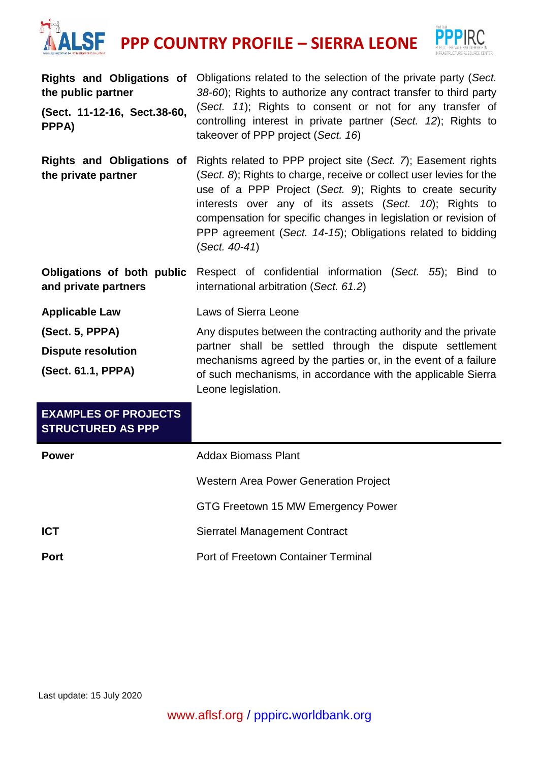| | |
|---|---|
| **Rights and Obligations of the public partner** **(Sect. 11-12-16, Sect.38-60, PPPA)** | Obligations related to the selection of the private party (*Sect. 38-60*); Rights to authorize any contract transfer to third party (*Sect. 11*); Rights to consent or not for any transfer of controlling interest in private partner (*Sect. 12*); Rights to takeover of PPP project (*Sect. 16*) |
| **Rights and Obligations of the private partner** | Rights related to PPP project site (*Sect. 7*); Easement rights (*Sect. 8*); Rights to charge, receive or collect user levies for the use of a PPP Project (*Sect. 9*); Rights to create security interests over any of its assets (*Sect. 10*); Rights to compensation for specific changes in legislation or revision of PPP agreement (*Sect. 14-15*); Obligations related to bidding (*Sect. 40-41*) |
| **Obligations of both public and private partners** | Respect of confidential information (*Sect. 55*); Bind to international arbitration (*Sect. 61.2*) |
| **Applicable Law** **(Sect. 5, PPPA)** | Laws of Sierra Leone |
| **Dispute resolution** **(Sect. 61.1, PPPA)** | Any disputes between the contracting authority and the private partner shall be settled through the dispute settlement mechanisms agreed by the parties or, in the event of a failure of such mechanisms, in accordance with the applicable Sierra Leone legislation. |

## EXAMPLES OF PROJECTS STRUCTURED AS PPP

| | |
|---|---|
| **Power** | Addax Biomass Plant |
| | Western Area Power Generation Project |
| | GTG Freetown 15 MW Emergency Power |
| **ICT** | Sierratel Management Contract |
| **Port** | Port of Freetown Container Terminal |

Last update: 15 July 2020

www.aflsf.org / pppirc.worldbank.org